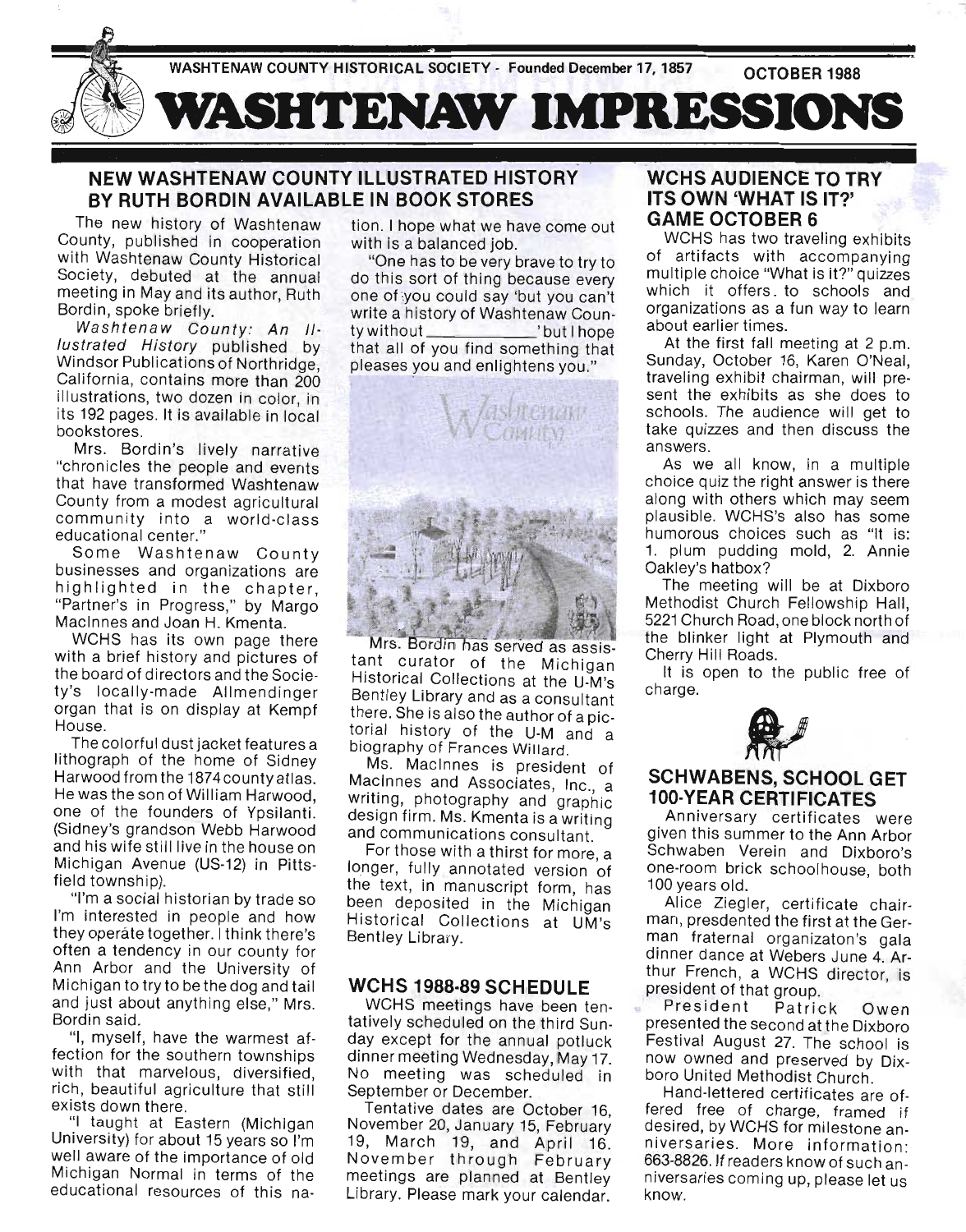WASHTENAW COUNTY HISTORICAL SOCIETY - Founded December 17, 1857 OCTOBER 1988

# WASHTENAW IMPRESSIONS

## NEW WASHTENAW COUNTY ILLUSTRATED HISTORY BY RUTH BORDIN AVAILABLE IN BOOK STORES

The new history of Washtenaw County, published in cooperation with Washtenaw County Historical Society, debuted at the annual meeting in May and its author, Ruth Bordin, spoke briefly.

*Washtenaw County: An Illustrated History* published by Windsor Publications of Northridge, California, contains more than 200 illustrations, two dozen in color, in its 192 pages. It is available in local bookstores.

Mrs. Bordin's lively narrative "chronicles the people and events that have transformed Washtenaw County from a modest agricultural community into a world-class educational center."

Some Washtenaw County businesses and organizations are highlighted in the chapter, "Partner's in Progress," by Margo MacInnes and Joan H. Kmenta.

WCHS has its own page there with a brief history and pictures of the board of directors and the Society's locally-made Allmendinger organ that is on display at Kempf House.

The colorful dust jacket features a lithograph of the home of Sidney Harwood from the 1874 county atlas. He was the son of William Harwood, one of the founders of Ypsilanti. (Sidney's grandson Webb Harwood and his wife still live in the house on Michigan Avenue (US-12) in Pittsfield township).

"I'm a social historian by trade so I'm interested in people and how they operate together. I think there's often a tendency in our county for Ann Arbor and the University of Michigan to try to be the dog and tail and just about anything else," Mrs. Bordin said.

"I, myself, have the warmest affection for the southern townships with that marvelous, diversified, rich, beautiful agriculture that still exists down there.

"I taught at Eastern (Michigan University) for about 15 years so I'm well aware of the importance of old Michigan Normal in terms of the educational resources of this nation. I hope what we have come out with is a balanced job.

"One has to be very brave to try to do this sort of thing because every one of you could say 'but you can't write a history of Washtenaw County without \_\_\_\_\_\_\_\_\_\_\_\_ 'but I hope that all of you find something that pleases you and enlightens you."

Mrs. Bordin has served as assistant curator of the Michigan Historical Collections at the U-M's Bentley Library and as a consultant there. She is also the author of a pictorial history of the U-M and a biography of Frances Willard.

Ms. MacInnes is president of MacInnes and Associates, Inc., a writing, photography and graphic design firm. Ms. Kmenta is a writing and communications consultant.

For those with a thirst for more, a longer, fully annotated version of the text, in manuscript form, has been deposited in the Michigan Historical Collections at UM's Bentley Library.

## WCHS 1988-89 SCHEDULE

WCHS meetings have been tentatively scheduled on the third Sunday except for the annual potluck dinner meeting Wednesday, May 17. No meeting was scheduled in September or December.

Tentative dates are October 16, November 20, January 15, February 19, March 19, and April 16. November through February meetings are planned at Bentley Library. Please mark your calendar.

## WCHS AUDIENCE TO TRY ITS OWN 'WHAT IS IT?' GAME OCTOBER 6

WCHS has two traveling exhibits of artifacts with accompanying multiple choice "What is it?" quizzes which it offers to schools and organizations as a fun way to learn about earlier times.

At the first fall meeting at 2 p.m. Sunday, October 16, Karen O'Neal, traveling exhibit chairman, will present the exhibits as she does to schools. The audience will get to take quizzes and then discuss the answers.

As we all know, in a multiple choice quiz the right answer is there along with others which may seem plausible. WCHS's also has some humorous choices such as "It is: 1. plum pudding mold, 2. Annie Oakley's hatbox?

The meeting will be at Dixboro Methodist Church Fellowship Hall, 5221 Church Road, one block north of the blinker light at Plymouth and Cherry Hill Roads.

It is open to the public free of charge.

## SCHWABENS, SCHOOL GET 100-YEAR CERTIFICATES

Anniversary certificates were given this summer to the Ann Arbor Schwaben Verein and Dixboro's one-room brick schoolhouse, both 100 years old.

Alice Ziegler, certificate chairman, presdented the first at the German fraternal organizaton's gala dinner dance at Webers June 4. Arthur French, a WCHS director, is president of that group.

President Patrick Owen presented the second at the Dixboro Festival August 27. The school is now owned and preserved by Dixboro United Methodist Church.

Hand-lettered certificates are offered free of charge, framed if desired, by WCHS for milestone anniversaries. More information: 663-8826. If readers know of such anniversaries coming up, please let us know.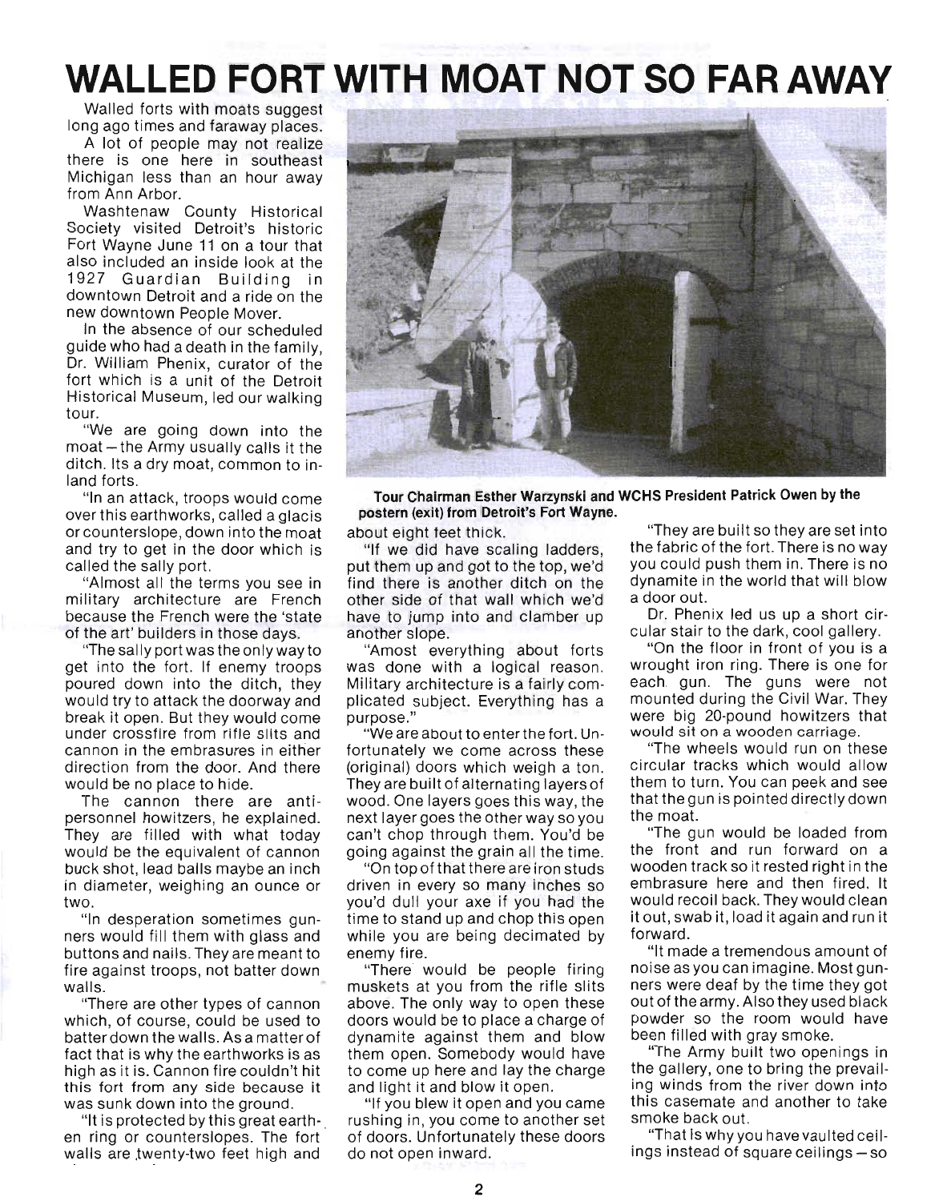# WALLED FORT WITH MOAT NOT SO FAR AWAY

Walled forts with moats suggest long ago times and faraway places.

A lot of people may not realize there is one here in southeast Michigan less than an hour away from Ann Arbor.

Washtenaw County Historical Society visited Detroit's historic Fort Wayne June 11 on a tour that also included an inside look at the 1927 Guardian Building in downtown Detroit and a ride on the new downtown People Mover.

In the absence of our scheduled guide who had a death in the family, Dr. William Phenix, curator of the fort which is a unit of the Detroit Historical Museum, led our walking tour.

"We are going down into the moat—the Army usually calls it the ditch. Its a dry moat, common to inland forts.

"In an attack, troops would come over this earthworks, called a glacis or counterslope, down into the moat and try to get in the door which is called the sally port.

"Almost all the terms you see in military architecture are French because the French were the 'state of the art' builders in those days.

"The sally port was the only way to get into the fort. If enemy troops poured down into the ditch, they would try to attack the doorway and break it open. But they would come under crossfire from rifle slits and cannon in the embrasures in either direction from the door. And there would be no place to hide.

The cannon there are anti-personnel howitzers, he explained. They are filled with what today would be the equivalent of cannon buck shot, lead balls maybe an inch in diameter, weighing an ounce or two.

"In desperation sometimes gunners would fill them with glass and buttons and nails. They are meant to fire against troops, not batter down walls.

"There are other types of cannon which, of course, could be used to batter down the walls. As a matter of fact that is why the earthworks is as high as it is. Cannon fire couldn't hit this fort from any side because it was sunk down into the ground.

"It is protected by this great earthen ring or counterslopes. The fort walls are twenty-two feet high and about eight feet thick.

**Tour Chairman Esther Warzynski and WCHS President Patrick Owen by the postern (exit) from Detroit's Fort Wayne.**

"If we did have scaling ladders, put them up and got to the top, we'd find there is another ditch on the other side of that wall which we'd have to jump into and clamber up another slope.

"Amost everything about forts was done with a logical reason. Military architecture is a fairly complicated subject. Everything has a purpose."

"We are about to enter the fort. Unfortunately we come across these (original) doors which weigh a ton. They are built of alternating layers of wood. One layers goes this way, the next layer goes the other way so you can't chop through them. You'd be going against the grain all the time.

"On top of that there are iron studs driven in every so many inches so you'd dull your axe if you had the time to stand up and chop this open while you are being decimated by enemy fire.

"There would be people firing muskets at you from the rifle slits above. The only way to open these doors would be to place a charge of dynamite against them and blow them open. Somebody would have to come up here and lay the charge and light it and blow it open.

"If you blew it open and you came rushing in, you come to another set of doors. Unfortunately these doors do not open inward.

"They are built so they are set into the fabric of the fort. There is no way you could push them in. There is no dynamite in the world that will blow a door out.

Dr. Phenix led us up a short circular stair to the dark, cool gallery.

"On the floor in front of you is a wrought iron ring. There is one for each gun. The guns were not mounted during the Civil War. They were big 20-pound howitzers that would sit on a wooden carriage.

"The wheels would run on these circular tracks which would allow them to turn. You can peek and see that the gun is pointed directly down the moat.

"The gun would be loaded from the front and run forward on a wooden track so it rested right in the embrasure here and then fired. It would recoil back. They would clean it out, swab it, load it again and run it forward.

"It made a tremendous amount of noise as you can imagine. Most gunners were deaf by the time they got out of the army. Also they used black powder so the room would have been filled with gray smoke.

"The Army built two openings in the gallery, one to bring the prevailing winds from the river down into this casemate and another to take smoke back out.

"That is why you have vaulted ceilings instead of square ceilings—so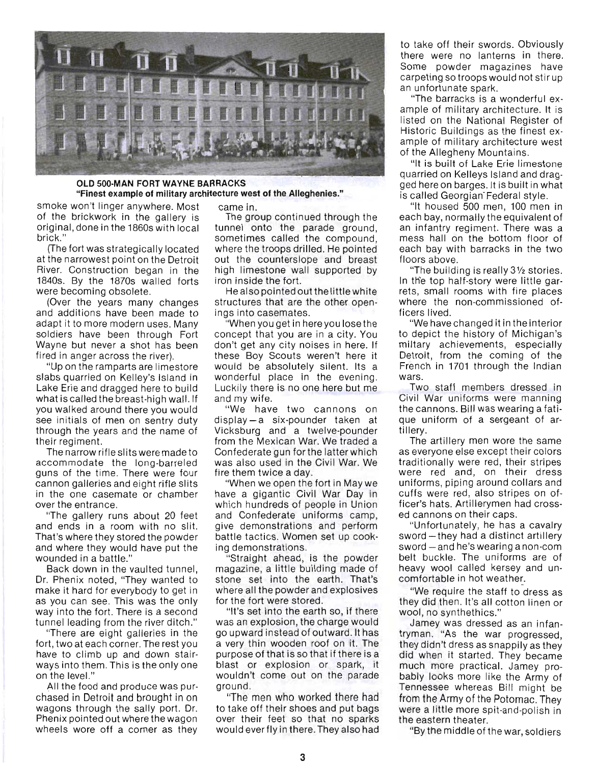**OLD 500-MAN FORT WAYNE BARRACKS**
**"Finest example of military architecture west of the Alleghenies."**

smoke won't linger anywhere. Most of the brickwork in the gallery is original, done in the 1860s with local brick."

(The fort was strategically located at the narrowest point on the Detroit River. Construction began in the 1840s. By the 1870s walled forts were becoming obsolete.

(Over the years many changes and additions have been made to adapt it to more modern uses. Many soldiers have been through Fort Wayne but never a shot has been fired in anger across the river).

"Up on the ramparts are limestone slabs quarried on Kelley's Island in Lake Erie and dragged here to build what is called the breast-high wall. If you walked around there you would see initials of men on sentry duty through the years and the name of their regiment.

The narrow rifle slits were made to accommodate the long-barreled guns of the time. There were four cannon galleries and eight rifle slits in the one casemate or chamber over the entrance.

"The gallery runs about 20 feet and ends in a room with no slit. That's where they stored the powder and where they would have put the wounded in a battle."

Back down in the vaulted tunnel, Dr. Phenix noted, "They wanted to make it hard for everybody to get in as you can see. This was the only way into the fort. There is a second tunnel leading from the river ditch."

"There are eight galleries in the fort, two at each corner. The rest you have to climb up and down stairways into them. This is the only one on the level."

All the food and produce was purchased in Detroit and brought in on wagons through the sally port. Dr. Phenix pointed out where the wagon wheels wore off a corner as they came in.

The group continued through the tunnel onto the parade ground, sometimes called the compound, where the troops drilled. He pointed out the counterslope and breast high limestone wall supported by iron inside the fort.

He also pointed out the little white structures that are the other openings into casemates.

"When you get in here you lose the concept that you are in a city. You don't get any city noises in here. If these Boy Scouts weren't here it would be absolutely silent. Its a wonderful place in the evening. Luckily there is no one here but me and my wife.

"We have two cannons on display—a six-pounder taken at Vicksburg and a twelve-pounder from the Mexican War. We traded a Confederate gun for the latter which was also used in the Civil War. We fire them twice a day.

"When we open the fort in May we have a gigantic Civil War Day in which hundreds of people in Union and Confederate uniforms camp, give demonstrations and perform battle tactics. Women set up cooking demonstrations.

"Straight ahead, is the powder magazine, a little building made of stone set into the earth. That's where all the powder and explosives for the fort were stored.

"It's set into the earth so, if there was an explosion, the charge would go upward instead of outward. It has a very thin wooden roof on it. The purpose of that is so that if there is a blast or explosion or spark, it wouldn't come out on the parade ground.

"The men who worked there had to take off their shoes and put bags over their feet so that no sparks would ever fly in there. They also had to take off their swords. Obviously there were no lanterns in there. Some powder magazines have carpeting so troops would not stir up an unfortunate spark.

"The barracks is a wonderful example of military architecture. It is listed on the National Register of Historic Buildings as the finest example of military architecture west of the Allegheny Mountains.

"It is built of Lake Erie limestone quarried on Kelleys Island and dragged here on barges. It is built in what is called Georgian Federal style.

"It housed 500 men, 100 men in each bay, normally the equivalent of an infantry regiment. There was a mess hall on the bottom floor of each bay with barracks in the two floors above.

"The building is really 3½ stories. In the top half-story were little garrets, small rooms with fire places where the non-commissioned officers lived.

"We have changed it in the interior to depict the history of Michigan's military achievements, especially Detroit, from the coming of the French in 1701 through the Indian wars.

Two staff members dressed in Civil War uniforms were manning the cannons. Bill was wearing a fatique uniform of a sergeant of artillery.

The artillery men wore the same as everyone else except their colors traditionally were red, their stripes were red and, on their dress uniforms, piping around collars and cuffs were red, also stripes on officer's hats. Artillerymen had crossed cannons on their caps.

"Unfortunately, he has a cavalry sword—they had a distinct artillery sword—and he's wearing a non-com belt buckle. The uniforms are of heavy wool called kersey and uncomfortable in hot weather.

"We require the staff to dress as they did then. It's all cotton linen or wool, no synthethics."

Jamey was dressed as an infantryman. "As the war progressed, they didn't dress as snappily as they did when it started. They became much more practical. Jamey probably looks more like the Army of Tennessee whereas Bill might be from the Army of the Potomac. They were a little more spit-and-polish in the eastern theater.

"By the middle of the war, soldiers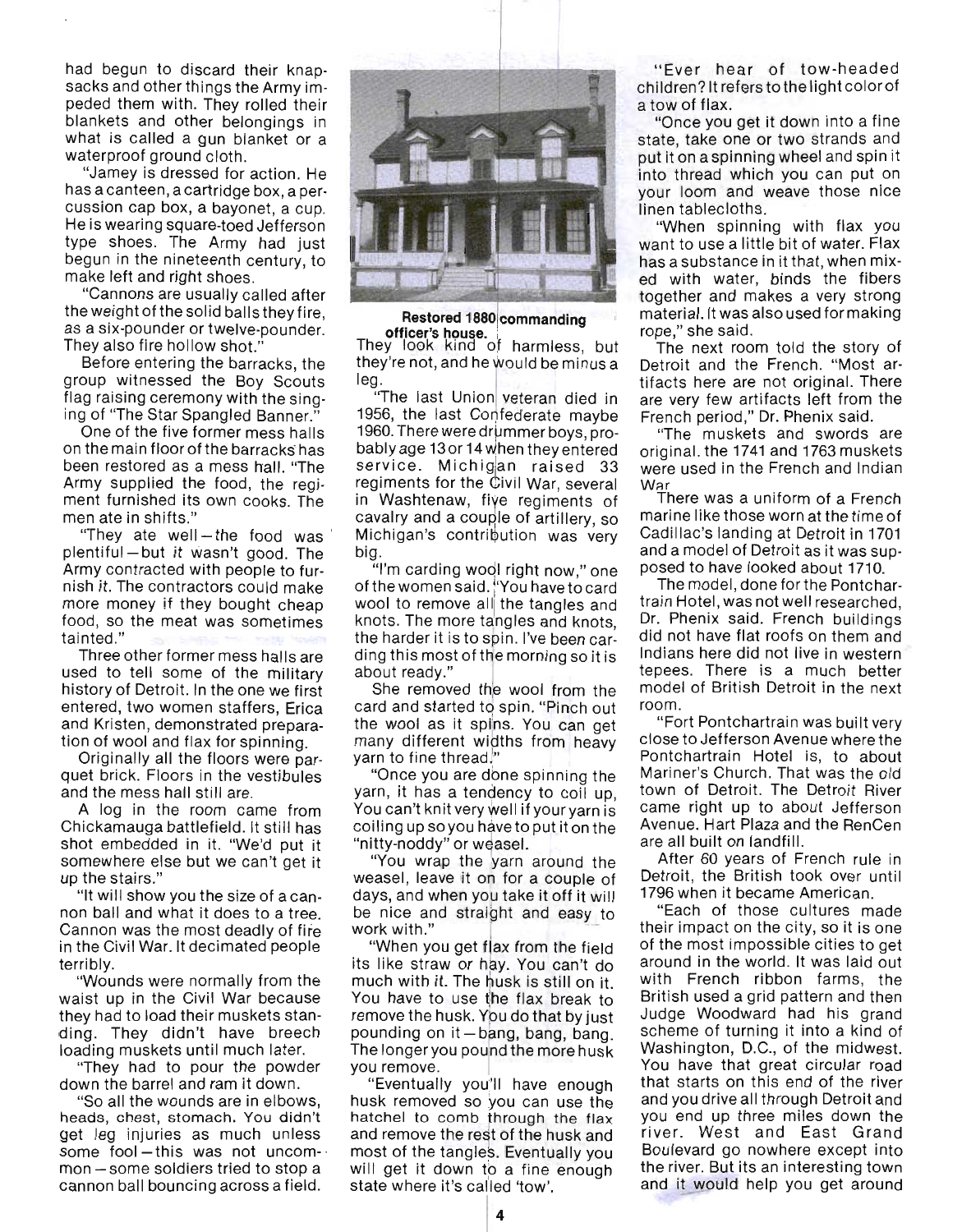had begun to discard their knapsacks and other things the Army impeded them with. They rolled their blankets and other belongings in what is called a gun blanket or a waterproof ground cloth.

"Jamey is dressed for action. He has a canteen, a cartridge box, a percussion cap box, a bayonet, a cup. He is wearing square-toed Jefferson type shoes. The Army had just begun in the nineteenth century, to make left and right shoes.

"Cannons are usually called after the weight of the solid balls they fire, as a six-pounder or twelve-pounder. They also fire hollow shot."

Before entering the barracks, the group witnessed the Boy Scouts flag raising ceremony with the singing of "The Star Spangled Banner."

One of the five former mess halls on the main floor of the barracks has been restored as a mess hall. "The Army supplied the food, the regiment furnished its own cooks. The men ate in shifts."

"They ate well—the food was plentiful—but it wasn't good. The Army contracted with people to furnish it. The contractors could make more money if they bought cheap food, so the meat was sometimes tainted."

Three other former mess halls are used to tell some of the military history of Detroit. In the one we first entered, two women staffers, Erica and Kristen, demonstrated preparation of wool and flax for spinning.

Originally all the floors were parquet brick. Floors in the vestibules and the mess hall still are.

A log in the room came from Chickamauga battlefield. It still has shot embedded in it. "We'd put it somewhere else but we can't get it up the stairs."

"It will show you the size of a cannon ball and what it does to a tree. Cannon was the most deadly of fire in the Civil War. It decimated people terribly.

"Wounds were normally from the waist up in the Civil War because they had to load their muskets standing. They didn't have breech loading muskets until much later.

"They had to pour the powder down the barrel and ram it down.

"So all the wounds are in elbows, heads, chest, stomach. You didn't get leg injuries as much unless some fool—this was not uncommon—some soldiers tried to stop a cannon ball bouncing across a field.

**Restored 1880 commanding officer's house.**

They look kind of harmless, but they're not, and he would be minus a leg.

"The last Union veteran died in 1956, the last Confederate maybe 1960. There were drummer boys, probably age 13 or 14 when they entered service. Michigan raised 33 regiments for the Civil War, several in Washtenaw, five regiments of cavalry and a couple of artillery, so Michigan's contribution was very big.

"I'm carding wool right now," one of the women said. "You have to card wool to remove all the tangles and knots. The more tangles and knots, the harder it is to spin. I've been carding this most of the morning so it is about ready."

She removed the wool from the card and started to spin. "Pinch out the wool as it spins. You can get many different widths from heavy yarn to fine thread."

"Once you are done spinning the yarn, it has a tendency to coil up. You can't knit very well if your yarn is coiling up so you have to put it on the "nitty-noddy" or weasel.

"You wrap the yarn around the weasel, leave it on for a couple of days, and when you take it off it will be nice and straight and easy to work with."

"When you get flax from the field its like straw or hay. You can't do much with it. The husk is still on it. You have to use the flax break to remove the husk. You do that by just pounding on it—bang, bang, bang. The longer you pound the more husk you remove.

"Eventually you'll have enough husk removed so you can use the hatchel to comb through the flax and remove the rest of the husk and most of the tangles. Eventually you will get it down to a fine enough state where it's called 'tow'.

"Ever hear of tow-headed children? It refers to the light color of a tow of flax.

"Once you get it down into a fine state, take one or two strands and put it on a spinning wheel and spin it into thread which you can put on your loom and weave those nice linen tablecloths.

"When spinning with flax you want to use a little bit of water. Flax has a substance in it that, when mixed with water, binds the fibers together and makes a very strong material. It was also used for making rope," she said.

The next room told the story of Detroit and the French. "Most artifacts here are not original. There are very few artifacts left from the French period," Dr. Phenix said.

"The muskets and swords are original. the 1741 and 1763 muskets were used in the French and Indian War

There was a uniform of a French marine like those worn at the time of Cadillac's landing at Detroit in 1701 and a model of Detroit as it was supposed to have looked about 1710.

The model, done for the Pontchartrain Hotel, was not well researched, Dr. Phenix said. French buildings did not have flat roofs on them and Indians here did not live in western tepees. There is a much better model of British Detroit in the next room.

"Fort Pontchartrain was built very close to Jefferson Avenue where the Pontchartrain Hotel is, to about Mariner's Church. That was the old town of Detroit. The Detroit River came right up to about Jefferson Avenue. Hart Plaza and the RenCen are all built on landfill.

After 60 years of French rule in Detroit, the British took over until 1796 when it became American.

"Each of those cultures made their impact on the city, so it is one of the most impossible cities to get around in the world. It was laid out with French ribbon farms, the British used a grid pattern and then Judge Woodward had his grand scheme of turning it into a kind of Washington, D.C., of the midwest. You have that great circular road that starts on this end of the river and you drive all through Detroit and you end up three miles down the river. West and East Grand Boulevard go nowhere except into the river. But its an interesting town and it would help you get around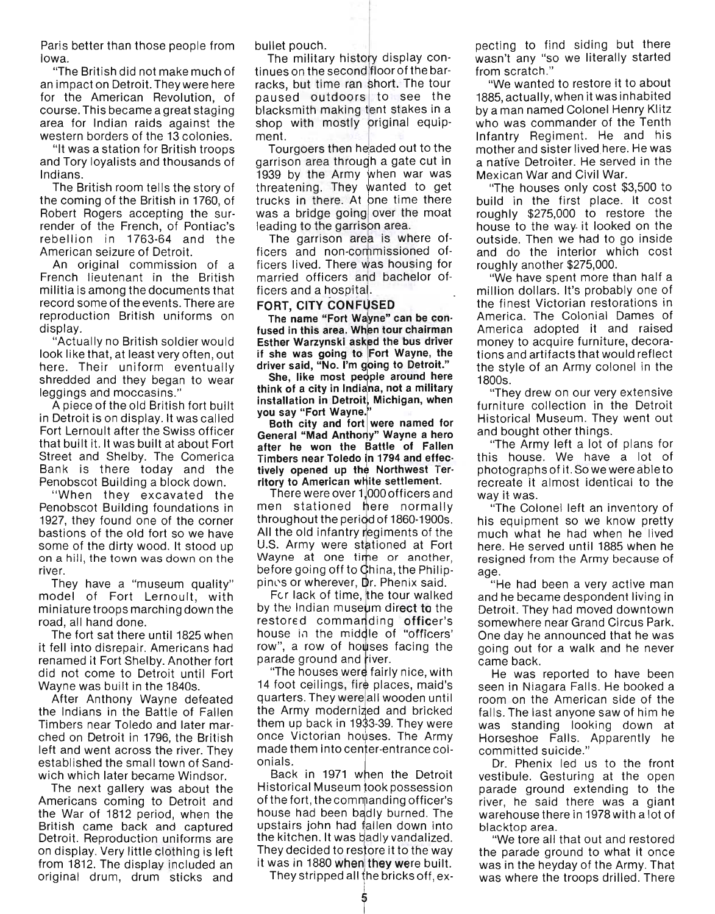Paris better than those people from Iowa.

"The British did not make much of an impact on Detroit. They were here for the American Revolution, of course. This became a great staging area for Indian raids against the western borders of the 13 colonies.

"It was a station for British troops and Tory loyalists and thousands of Indians.

The British room tells the story of the coming of the British in 1760, of Robert Rogers accepting the surrender of the French, of Pontiac's rebellion in 1763-64 and the American seizure of Detroit.

An original commission of a French lieutenant in the British militia is among the documents that record some of the events. There are reproduction British uniforms on display.

"Actually no British soldier would look like that, at least very often, out here. Their uniform eventually shredded and they began to wear leggings and moccasins."

A piece of the old British fort built in Detroit is on display. It was called Fort Lernoult after the Swiss officer that built it. It was built at about Fort Street and Shelby. The Comerica Bank is there today and the Penobscot Building a block down.

"When they excavated the Penobscot Building foundations in 1927, they found one of the corner bastions of the old fort so we have some of the dirty wood. It stood up on a hill, the town was down on the river.

They have a "museum quality" model of Fort Lernoult, with miniature troops marching down the road, all hand done.

The fort sat there until 1825 when it fell into disrepair. Americans had renamed it Fort Shelby. Another fort did not come to Detroit until Fort Wayne was built in the 1840s.

After Anthony Wayne defeated the Indians in the Battle of Fallen Timbers near Toledo and later marched on Detroit in 1796, the British left and went across the river. They established the small town of Sandwich which later became Windsor.

The next gallery was about the Americans coming to Detroit and the War of 1812 period, when the British came back and captured Detroit. Reproduction uniforms are on display. Very little clothing is left from 1812. The display included an original drum, drum sticks and bullet pouch.

The military history display continues on the second floor of the barracks, but time ran short. The tour paused outdoors to see the blacksmith making tent stakes in a shop with mostly original equipment.

Tourgoers then headed out to the garrison area through a gate cut in 1939 by the Army when war was threatening. They wanted to get trucks in there. At one time there was a bridge going over the moat leading to the garrison area.

The garrison area is where officers and non-commissioned officers lived. There was housing for married officers and bachelor officers and a hospital.

## FORT, CITY CONFUSED

**The name "Fort Wayne" can be confused in this area. When tour chairman Esther Warzynski asked the bus driver if she was going to Fort Wayne, the driver said, "No. I'm going to Detroit."**

**She, like most people around here think of a city in Indiana, not a military installation in Detroit, Michigan, when you say "Fort Wayne."**

**Both city and fort were named for General "Mad Anthony" Wayne a hero after he won the Battle of Fallen Timbers near Toledo in 1794 and effectively opened up the Northwest Territory to American white settlement.**

There were over 1,000 officers and men stationed here normally throughout the period of 1860-1900s. All the old infantry regiments of the U.S. Army were stationed at Fort Wayne at one time or another, before going off to China, the Philippines or wherever, Dr. Phenix said.

For lack of time, the tour walked by the Indian museum direct to the restored commanding officer's house in the middle of "officers' row", a row of houses facing the parade ground and river.

"The houses were fairly nice, with 14 foot ceilings, fire places, maid's quarters. They were all wooden until the Army modernized and bricked them up back in 1933-39. They were once Victorian houses. The Army made them into center-entrance colonials.

Back in 1971 when the Detroit Historical Museum took possession of the fort, the commanding officer's house had been badly burned. The upstairs john had fallen down into the kitchen. It was badly vandalized. They decided to restore it to the way it was in 1880 when they were built.

They stripped all the bricks off, expecting to find siding but there wasn't any "so we literally started from scratch."

"We wanted to restore it to about 1885, actually, when it was inhabited by a man named Colonel Henry Klitz who was commander of the Tenth Infantry Regiment. He and his mother and sister lived here. He was a native Detroiter. He served in the Mexican War and Civil War.

"The houses only cost $3,500 to build in the first place. It cost roughly $275,000 to restore the house to the way it looked on the outside. Then we had to go inside and do the interior which cost roughly another $275,000.

"We have spent more than half a million dollars. It's probably one of the finest Victorian restorations in America. The Colonial Dames of America adopted it and raised money to acquire furniture, decorations and artifacts that would reflect the style of an Army colonel in the 1800s.

"They drew on our very extensive furniture collection in the Detroit Historical Museum. They went out and bought other things.

"The Army left a lot of plans for this house. We have a lot of photographs of it. So we were able to recreate it almost identical to the way it was.

"The Colonel left an inventory of his equipment so we know pretty much what he had when he lived here. He served until 1885 when he resigned from the Army because of age.

"He had been a very active man and he became despondent living in Detroit. They had moved downtown somewhere near Grand Circus Park. One day he announced that he was going out for a walk and he never came back.

He was reported to have been seen in Niagara Falls. He booked a room on the American side of the falls. The last anyone saw of him he was standing looking down at Horseshoe Falls. Apparently he committed suicide."

Dr. Phenix led us to the front vestibule. Gesturing at the open parade ground extending to the river, he said there was a giant warehouse there in 1978 with a lot of blacktop area.

"We tore all that out and restored the parade ground to what it once was in the heyday of the Army. That was where the troops drilled. There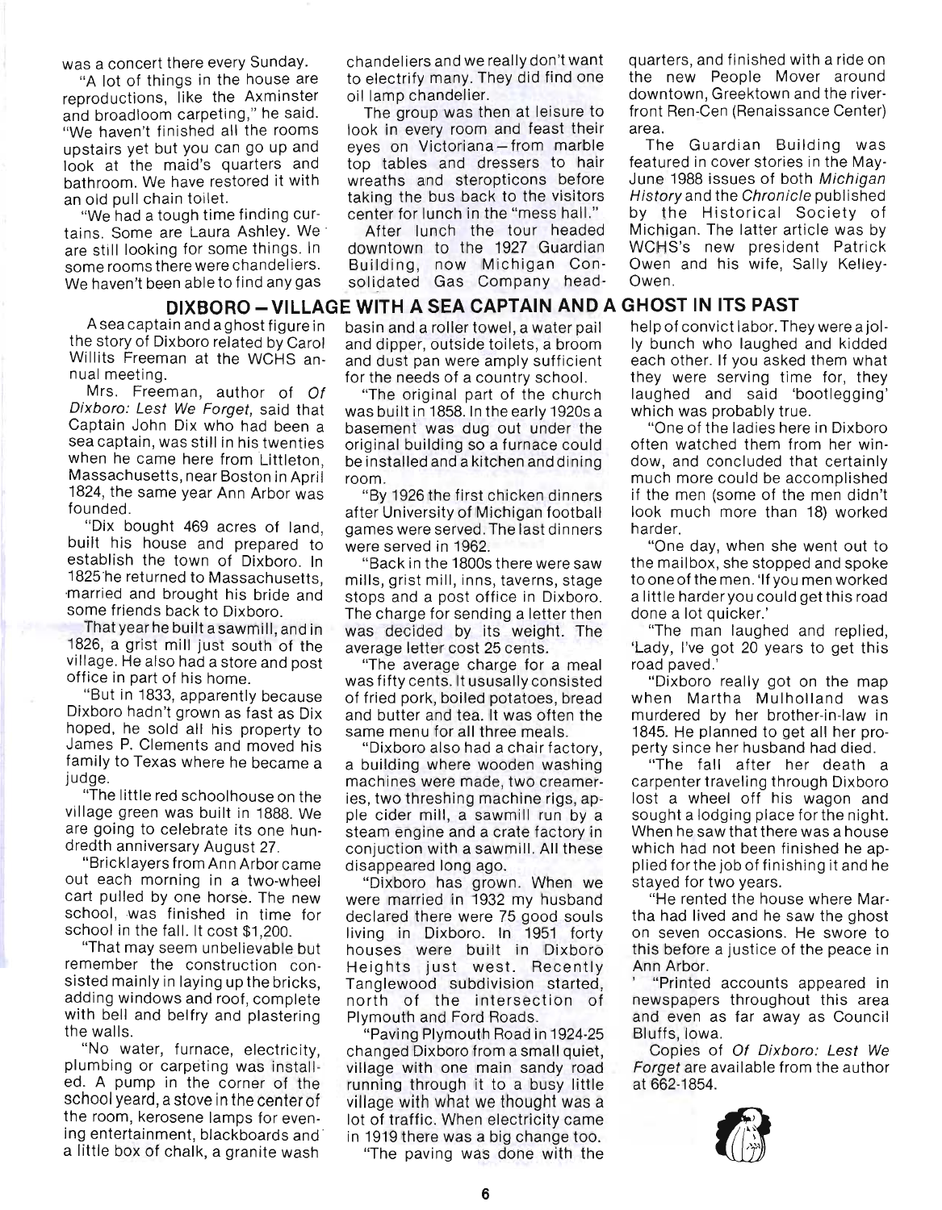was a concert there every Sunday.

"A lot of things in the house are reproductions, like the Axminster and broadloom carpeting," he said. "We haven't finished all the rooms upstairs yet but you can go up and look at the maid's quarters and bathroom. We have restored it with an old pull chain toilet.

"We had a tough time finding curtains. Some are Laura Ashley. We are still looking for some things. In some rooms there were chandeliers. We haven't been able to find any gas chandeliers and we really don't want to electrify many. They did find one oil lamp chandelier.

The group was then at leisure to look in every room and feast their eyes on Victoriana—from marble top tables and dressers to hair wreaths and steropticons before taking the bus back to the visitors center for lunch in the "mess hall."

After lunch the tour headed downtown to the 1927 Guardian Building, now Michigan Consolidated Gas Company headquarters, and finished with a ride on the new People Mover around downtown, Greektown and the riverfront Ren-Cen (Renaissance Center) area.

The Guardian Building was featured in cover stories in the May-June 1988 issues of both *Michigan History* and the *Chronicle* published by the Historical Society of Michigan. The latter article was by WCHS's new president Patrick Owen and his wife, Sally Kelley-Owen.

## DIXBORO – VILLAGE WITH A SEA CAPTAIN AND A GHOST IN ITS PAST

A sea captain and a ghost figure in the story of Dixboro related by Carol Willits Freeman at the WCHS annual meeting.

Mrs. Freeman, author of *Of Dixboro: Lest We Forget,* said that Captain John Dix who had been a sea captain, was still in his twenties when he came here from Littleton, Massachusetts, near Boston in April 1824, the same year Ann Arbor was founded.

"Dix bought 469 acres of land, built his house and prepared to establish the town of Dixboro. In 1825 he returned to Massachusetts, married and brought his bride and some friends back to Dixboro.

That year he built a sawmill, and in 1826, a grist mill just south of the village. He also had a store and post office in part of his home.

"But in 1833, apparently because Dixboro hadn't grown as fast as Dix hoped, he sold all his property to James P. Clements and moved his family to Texas where he became a judge.

"The little red schoolhouse on the village green was built in 1888. We are going to celebrate its one hundredth anniversary August 27.

"Bricklayers from Ann Arbor came out each morning in a two-wheel cart pulled by one horse. The new school, was finished in time for school in the fall. It cost $1,200.

"That may seem unbelievable but remember the construction consisted mainly in laying up the bricks, adding windows and roof, complete with bell and belfry and plastering the walls.

"No water, furnace, electricity, plumbing or carpeting was installed. A pump in the corner of the school yeard, a stove in the center of the room, kerosene lamps for evening entertainment, blackboards and a little box of chalk, a granite wash basin and a roller towel, a water pail and dipper, outside toilets, a broom and dust pan were amply sufficient for the needs of a country school.

"The original part of the church was built in 1858. In the early 1920s a basement was dug out under the original building so a furnace could be installed and a kitchen and dining room.

"By 1926 the first chicken dinners after University of Michigan football games were served. The last dinners were served in 1962.

"Back in the 1800s there were saw mills, grist mill, inns, taverns, stage stops and a post office in Dixboro. The charge for sending a letter then was decided by its weight. The average letter cost 25 cents.

"The average charge for a meal was fifty cents. It ususally consisted of fried pork, boiled potatoes, bread and butter and tea. It was often the same menu for all three meals.

"Dixboro also had a chair factory, a building where wooden washing machines were made, two creameries, two threshing machine rigs, apple cider mill, a sawmill run by a steam engine and a crate factory in conjuction with a sawmill. All these disappeared long ago.

"Dixboro has grown. When we were married in 1932 my husband declared there were 75 good souls living in Dixboro. In 1951 forty houses were built in Dixboro Heights just west. Recently Tanglewood subdivision started, north of the intersection of Plymouth and Ford Roads.

"Paving Plymouth Road in 1924-25 changed Dixboro from a small quiet, village with one main sandy road running through it to a busy little village with what we thought was a lot of traffic. When electricity came in 1919 there was a big change too.

"The paving was done with the help of convict labor. They were a jolly bunch who laughed and kidded each other. If you asked them what they were serving time for, they laughed and said 'bootlegging' which was probably true.

"One of the ladies here in Dixboro often watched them from her window, and concluded that certainly much more could be accomplished if the men (some of the men didn't look much more than 18) worked harder.

"One day, when she went out to the mailbox, she stopped and spoke to one of the men. 'If you men worked a little harder you could get this road done a lot quicker.'

"The man laughed and replied, 'Lady, I've got 20 years to get this road paved.'

"Dixboro really got on the map when Martha Mulholland was murdered by her brother-in-law in 1845. He planned to get all her property since her husband had died.

"The fall after her death a carpenter traveling through Dixboro lost a wheel off his wagon and sought a lodging place for the night. When he saw that there was a house which had not been finished he applied for the job of finishing it and he stayed for two years.

"He rented the house where Martha had lived and he saw the ghost on seven occasions. He swore to this before a justice of the peace in Ann Arbor.

"Printed accounts appeared in newspapers throughout this area and even as far away as Council Bluffs, Iowa.

Copies of *Of Dixboro: Lest We Forget* are available from the author at 662-1854.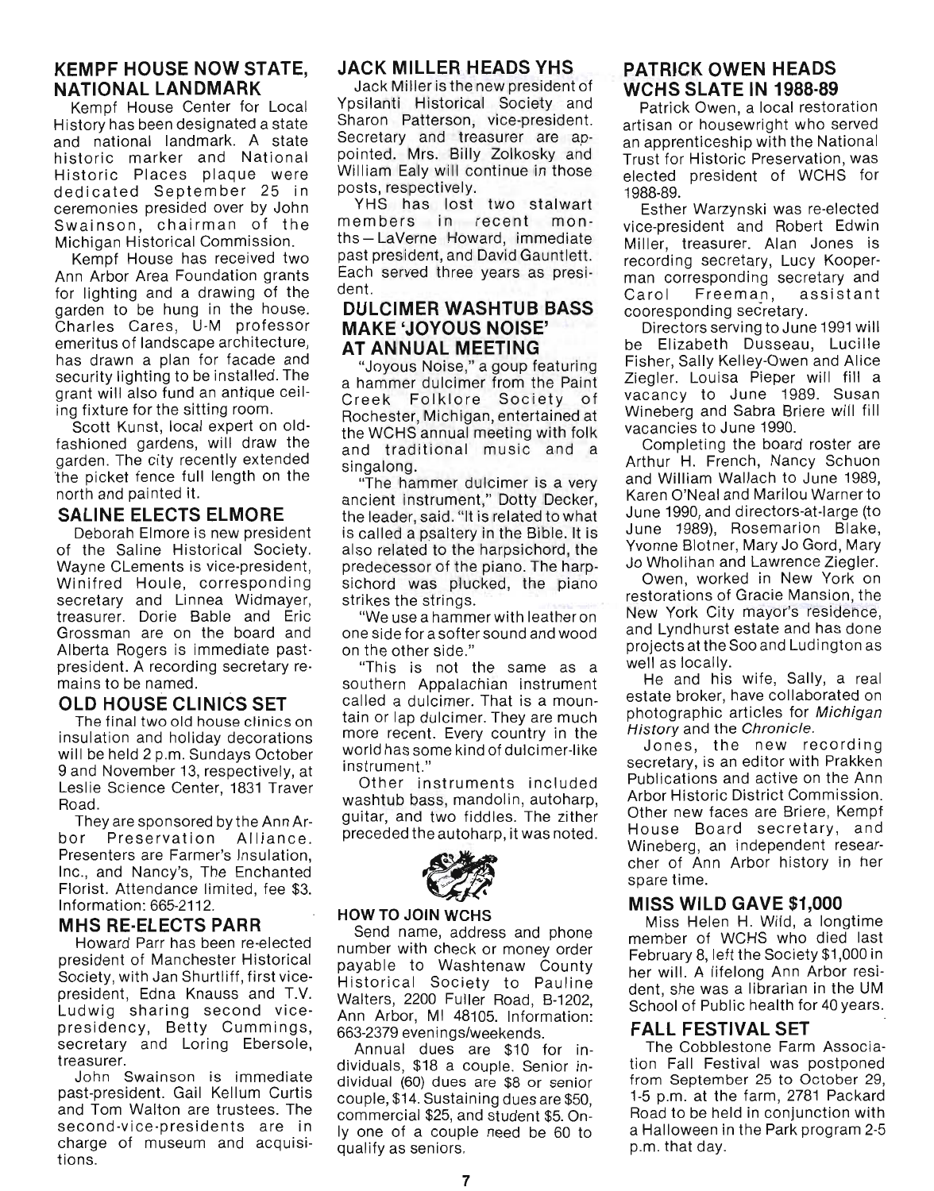## KEMPF HOUSE NOW STATE, NATIONAL LANDMARK

Kempf House Center for Local History has been designated a state and national landmark. A state historic marker and National Historic Places plaque were dedicated September 25 in ceremonies presided over by John Swainson, chairman of the Michigan Historical Commission.

Kempf House has received two Ann Arbor Area Foundation grants for lighting and a drawing of the garden to be hung in the house. Charles Cares, U-M professor emeritus of landscape architecture, has drawn a plan for facade and security lighting to be installed. The grant will also fund an antique ceiling fixture for the sitting room.

Scott Kunst, local expert on old-fashioned gardens, will draw the garden. The city recently extended the picket fence full length on the north and painted it.

## SALINE ELECTS ELMORE

Deborah Elmore is new president of the Saline Historical Society. Wayne CLements is vice-president, Winifred Houle, corresponding secretary and Linnea Widmayer, treasurer. Dorie Bable and Eric Grossman are on the board and Alberta Rogers is immediate past-president. A recording secretary remains to be named.

## OLD HOUSE CLINICS SET

The final two old house clinics on insulation and holiday decorations will be held 2 p.m. Sundays October 9 and November 13, respectively, at Leslie Science Center, 1831 Traver Road.

They are sponsored by the Ann Arbor Preservation Alliance. Presenters are Farmer's Insulation, Inc., and Nancy's, The Enchanted Florist. Attendance limited, fee $3. Information: 665-2112.

## MHS RE-ELECTS PARR

Howard Parr has been re-elected president of Manchester Historical Society, with Jan Shurtliff, first vice-president, Edna Knauss and T.V. Ludwig sharing second vice-presidency, Betty Cummings, secretary and Loring Ebersole, treasurer.

John Swainson is immediate past-president. Gail Kellum Curtis and Tom Walton are trustees. The second-vice-presidents are in charge of museum and acquisitions.

## JACK MILLER HEADS YHS

Jack Miller is the new president of Ypsilanti Historical Society and Sharon Patterson, vice-president. Secretary and treasurer are appointed. Mrs. Billy Zolkosky and William Ealy will continue in those posts, respectively.

YHS has lost two stalwart members in recent months—LaVerne Howard, immediate past president, and David Gauntlett. Each served three years as president.

## DULCIMER WASHTUB BASS MAKE 'JOYOUS NOISE' AT ANNUAL MEETING

"Joyous Noise," a goup featuring a hammer dulcimer from the Paint Creek Folklore Society of Rochester, Michigan, entertained at the WCHS annual meeting with folk and traditional music and a singalong.

"The hammer dulcimer is a very ancient instrument," Dotty Decker, the leader, said. "It is related to what is called a psaltery in the Bible. It is also related to the harpsichord, the predecessor of the piano. The harpsichord was plucked, the piano strikes the strings.

"We use a hammer with leather on one side for a softer sound and wood on the other side."

"This is not the same as a southern Appalachian instrument called a dulcimer. That is a mountain or lap dulcimer. They are much more recent. Every country in the world has some kind of dulcimer-like instrument."

Other instruments included washtub bass, mandolin, autoharp, guitar, and two fiddles. The zither preceded the autoharp, it was noted.

#### HOW TO JOIN WCHS

Send name, address and phone number with check or money order payable to Washtenaw County Historical Society to Pauline Walters, 2200 Fuller Road, B-1202, Ann Arbor, MI 48105. Information: 663-2379 evenings/weekends.

Annual dues are $10 for individuals, $18 a couple. Senior individual (60) dues are $8 or senior couple, $14. Sustaining dues are $50, commercial $25, and student $5. Only one of a couple need be 60 to qualify as seniors.

## PATRICK OWEN HEADS WCHS SLATE IN 1988-89

Patrick Owen, a local restoration artisan or housewright who served an apprenticeship with the National Trust for Historic Preservation, was elected president of WCHS for 1988-89.

Esther Warzynski was re-elected vice-president and Robert Edwin Miller, treasurer. Alan Jones is recording secretary, Lucy Kooperman corresponding secretary and Carol Freeman, assistant cooresponding secretary.

Directors serving to June 1991 will be Elizabeth Dusseau, Lucille Fisher, Sally Kelley-Owen and Alice Ziegler. Louisa Pieper will fill a vacancy to June 1989. Susan Wineberg and Sabra Briere will fill vacancies to June 1990.

Completing the board roster are Arthur H. French, Nancy Schuon and William Wallach to June 1989, Karen O'Neal and Marilou Warner to June 1990, and directors-at-large (to June 1989), Rosemarion Blake, Yvonne Blotner, Mary Jo Gord, Mary Jo Wholihan and Lawrence Ziegler.

Owen, worked in New York on restorations of Gracie Mansion, the New York City mayor's residence, and Lyndhurst estate and has done projects at the Soo and Ludington as well as locally.

He and his wife, Sally, a real estate broker, have collaborated on photographic articles for *Michigan History* and the *Chronicle*.

Jones, the new recording secretary, is an editor with Prakken Publications and active on the Ann Arbor Historic District Commission. Other new faces are Briere, Kempf House Board secretary, and Wineberg, an independent researcher of Ann Arbor history in her spare time.

## MISS WILD GAVE $1,000

Miss Helen H. Wild, a longtime member of WCHS who died last February 8, left the Society $1,000 in her will. A lifelong Ann Arbor resident, she was a librarian in the UM School of Public health for 40 years.

## FALL FESTIVAL SET

The Cobblestone Farm Association Fall Festival was postponed from September 25 to October 29, 1-5 p.m. at the farm, 2781 Packard Road to be held in conjunction with a Halloween in the Park program 2-5 p.m. that day.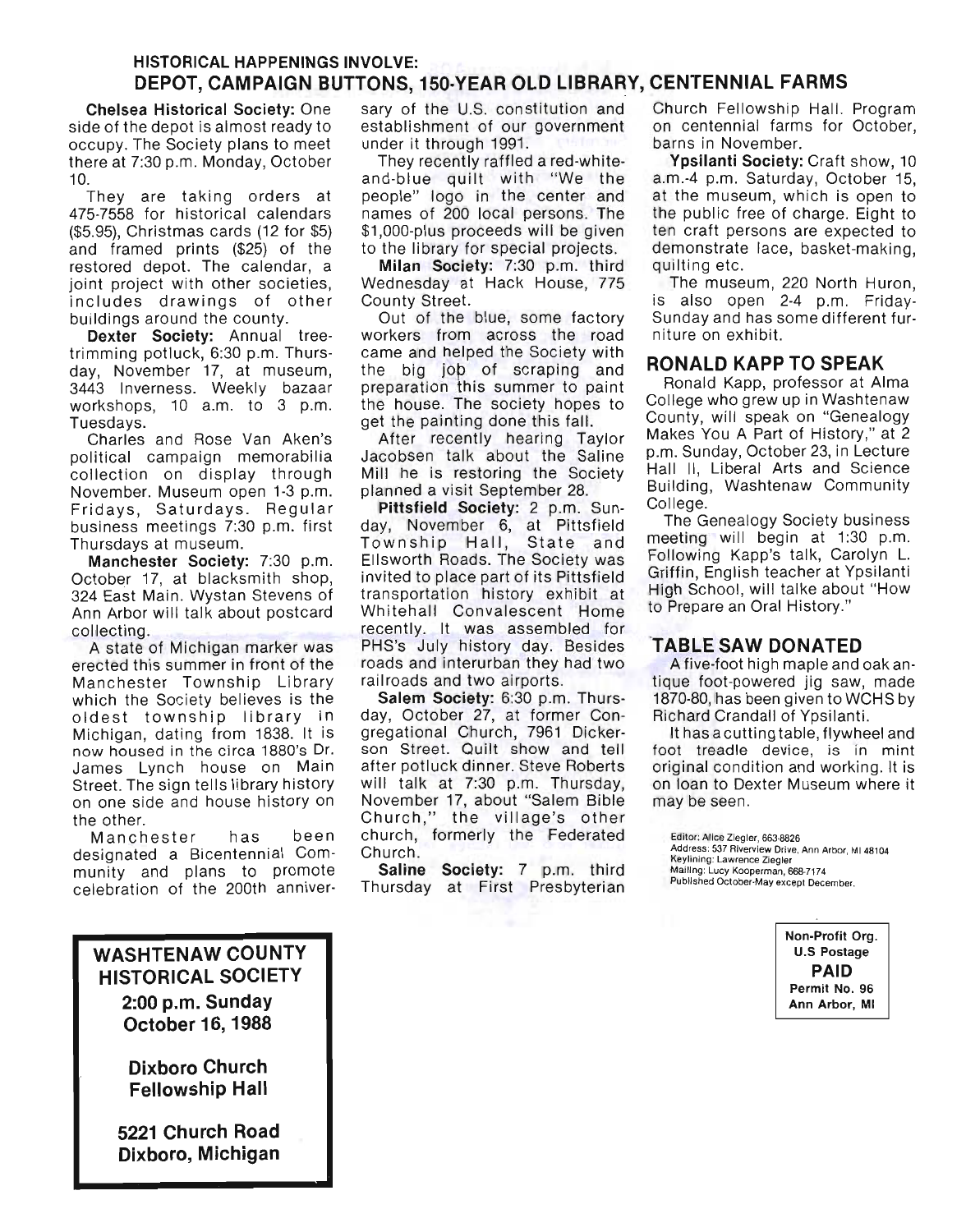## HISTORICAL HAPPENINGS INVOLVE:
## DEPOT, CAMPAIGN BUTTONS, 150-YEAR OLD LIBRARY, CENTENNIAL FARMS

**Chelsea Historical Society:** One side of the depot is almost ready to occupy. The Society plans to meet there at 7:30 p.m. Monday, October 10.

They are taking orders at 475-7558 for historical calendars ($5.95), Christmas cards (12 for $5) and framed prints ($25) of the restored depot. The calendar, a joint project with other societies, includes drawings of other buildings around the county.

**Dexter Society:** Annual tree-trimming potluck, 6:30 p.m. Thursday, November 17, at museum, 3443 Inverness. Weekly bazaar workshops, 10 a.m. to 3 p.m. Tuesdays.

Charles and Rose Van Aken's political campaign memorabilia collection on display through November. Museum open 1-3 p.m. Fridays, Saturdays. Regular business meetings 7:30 p.m. first Thursdays at museum.

**Manchester Society:** 7:30 p.m. October 17, at blacksmith shop, 324 East Main. Wystan Stevens of Ann Arbor will talk about postcard collecting.

A state of Michigan marker was erected this summer in front of the Manchester Township Library which the Society believes is the oldest township library in Michigan, dating from 1838. It is now housed in the circa 1880's Dr. James Lynch house on Main Street. The sign tells library history on one side and house history on the other.

Manchester has been designated a Bicentennial Community and plans to promote celebration of the 200th anniversary of the U.S. constitution and establishment of our government under it through 1991.

They recently raffled a red-white-and-blue quilt with "We the people" logo in the center and names of 200 local persons. The $1,000-plus proceeds will be given to the library for special projects.

**Milan Society:** 7:30 p.m. third Wednesday at Hack House, 775 County Street.

Out of the blue, some factory workers from across the road came and helped the Society with the big job of scraping and preparation this summer to paint the house. The society hopes to get the painting done this fall.

After recently hearing Taylor Jacobsen talk about the Saline Mill he is restoring the Society planned a visit September 28.

**Pittsfield Society:** 2 p.m. Sunday, November 6, at Pittsfield Township Hall, State and Ellsworth Roads. The Society was invited to place part of its Pittsfield transportation history exhibit at Whitehall Convalescent Home recently. It was assembled for PHS's July history day. Besides roads and interurban they had two railroads and two airports.

**Salem Society:** 6:30 p.m. Thursday, October 27, at former Congregational Church, 7961 Dickerson Street. Quilt show and tell after potluck dinner. Steve Roberts will talk at 7:30 p.m. Thursday, November 17, about "Salem Bible Church," the village's other church, formerly the Federated Church.

**Saline Society:** 7 p.m. third Thursday at First Presbyterian Church Fellowship Hall. Program on centennial farms for October, barns in November.

**Ypsilanti Society:** Craft show, 10 a.m.-4 p.m. Saturday, October 15, at the museum, which is open to the public free of charge. Eight to ten craft persons are expected to demonstrate lace, basket-making, quilting etc.

The museum, 220 North Huron, is also open 2-4 p.m. Friday-Sunday and has some different furniture on exhibit.

## RONALD KAPP TO SPEAK

Ronald Kapp, professor at Alma College who grew up in Washtenaw County, will speak on "Genealogy Makes You A Part of History," at 2 p.m. Sunday, October 23, in Lecture Hall II, Liberal Arts and Science Building, Washtenaw Community College.

The Genealogy Society business meeting will begin at 1:30 p.m. Following Kapp's talk, Carolyn L. Griffin, English teacher at Ypsilanti High School, will talke about "How to Prepare an Oral History."

## TABLE SAW DONATED

A five-foot high maple and oak antique foot-powered jig saw, made 1870-80, has been given to WCHS by Richard Crandall of Ypsilanti.

It has a cutting table, flywheel and foot treadle device, is in mint original condition and working. It is on loan to Dexter Museum where it may be seen.

Editor: Alice Ziegler, 663-8826
Address: 537 Riverview Drive, Ann Arbor, MI 48104
Keylining: Lawrence Ziegler
Mailing: Lucy Kooperman, 668-7174
Published October-May except December.

**WASHTENAW COUNTY HISTORICAL SOCIETY**

**2:00 p.m. Sunday**
**October 16, 1988**

**Dixboro Church Fellowship Hall**

**5221 Church Road**
**Dixboro, Michigan**

Non-Profit Org.
U.S Postage
**PAID**
Permit No. 96
Ann Arbor, MI